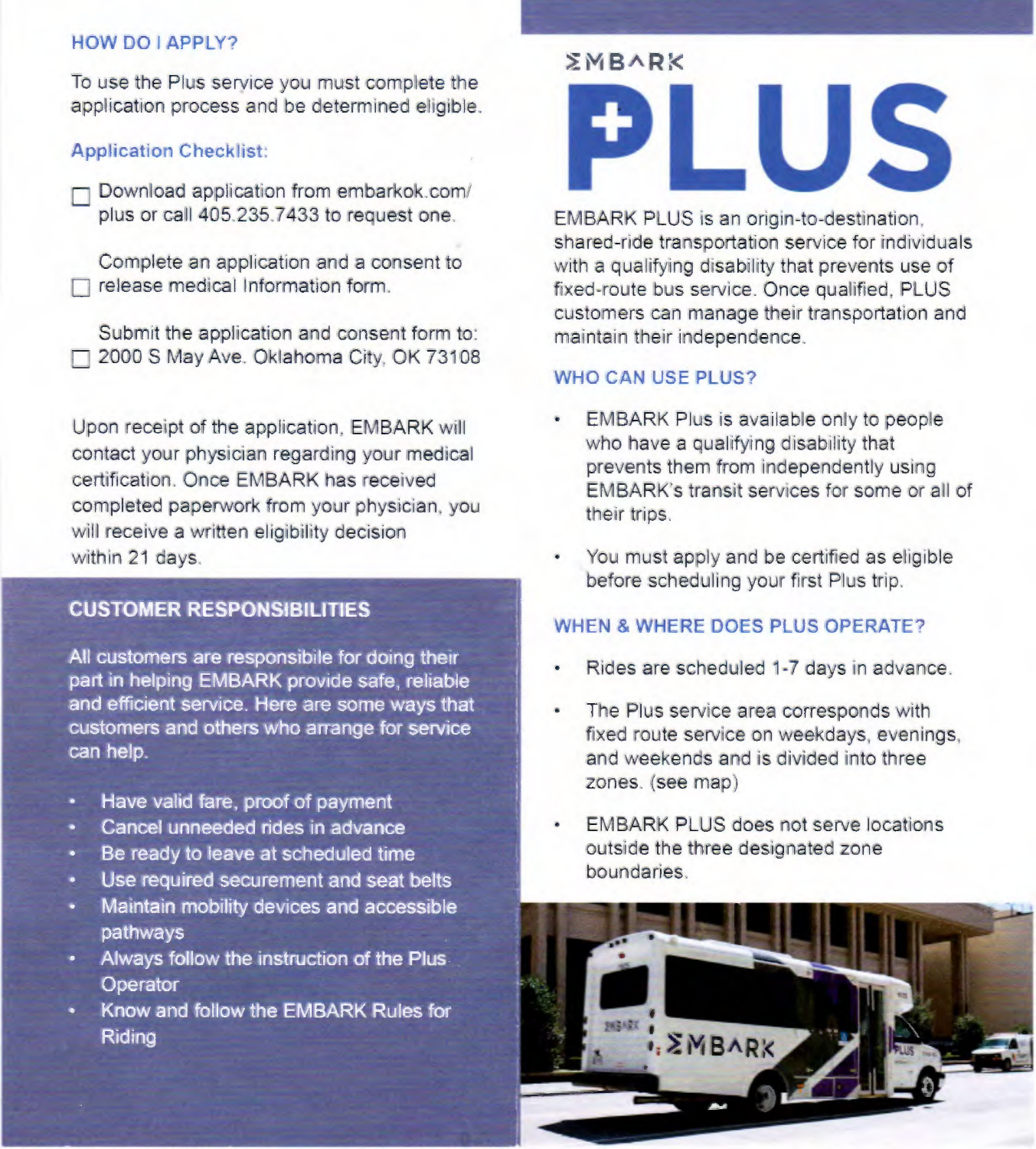# EMBARK PLUS

EMBARK PLUS is an origin-to-destination, shared-ride transportation service for individuals with a qualifying disability that prevents use of fixed-route bus service. Once qualified, PLUS customers can manage their transportation and maintain their independence.

## WHO CAN USE PLUS?

- EMBARK Plus is available only to people who have a qualifying disability that prevents them from independently using EMBARK's transit services for some or all of their trips.
- You must apply and be certified as eligible before scheduling your first Plus trip.

## WHEN & WHERE DOES PLUS OPERATE?

- Rides are scheduled 1-7 days in advance.
- The Plus service area corresponds with fixed route service on weekdays, evenings, and weekends and is divided into three zones. (see map)
- EMBARK PLUS does not serve locations outside the three designated zone boundaries.

## HOW DO I APPLY?

To use the Plus service you must complete the application process and be determined eligible.

### Application Checklist:

- [ ] Download application from embarkok.com/plus or call 405.235.7433 to request one.
- [ ] Complete an application and a consent to release medical Information form.
- [ ] Submit the application and consent form to: 2000 S May Ave. Oklahoma City, OK 73108

Upon receipt of the application, EMBARK will contact your physician regarding your medical certification. Once EMBARK has received completed paperwork from your physician, you will receive a written eligibility decision within 21 days.

## CUSTOMER RESPONSIBILITIES

All customers are responsibile for doing their part in helping EMBARK provide safe, reliable and efficient service. Here are some ways that customers and others who arrange for service can help.

- Have valid fare, proof of payment
- Cancel unneeded rides in advance
- Be ready to leave at scheduled time
- Use required securement and seat belts
- Maintain mobility devices and accessible pathways
- Always follow the instruction of the Plus Operator
- Know and follow the EMBARK Rules for Riding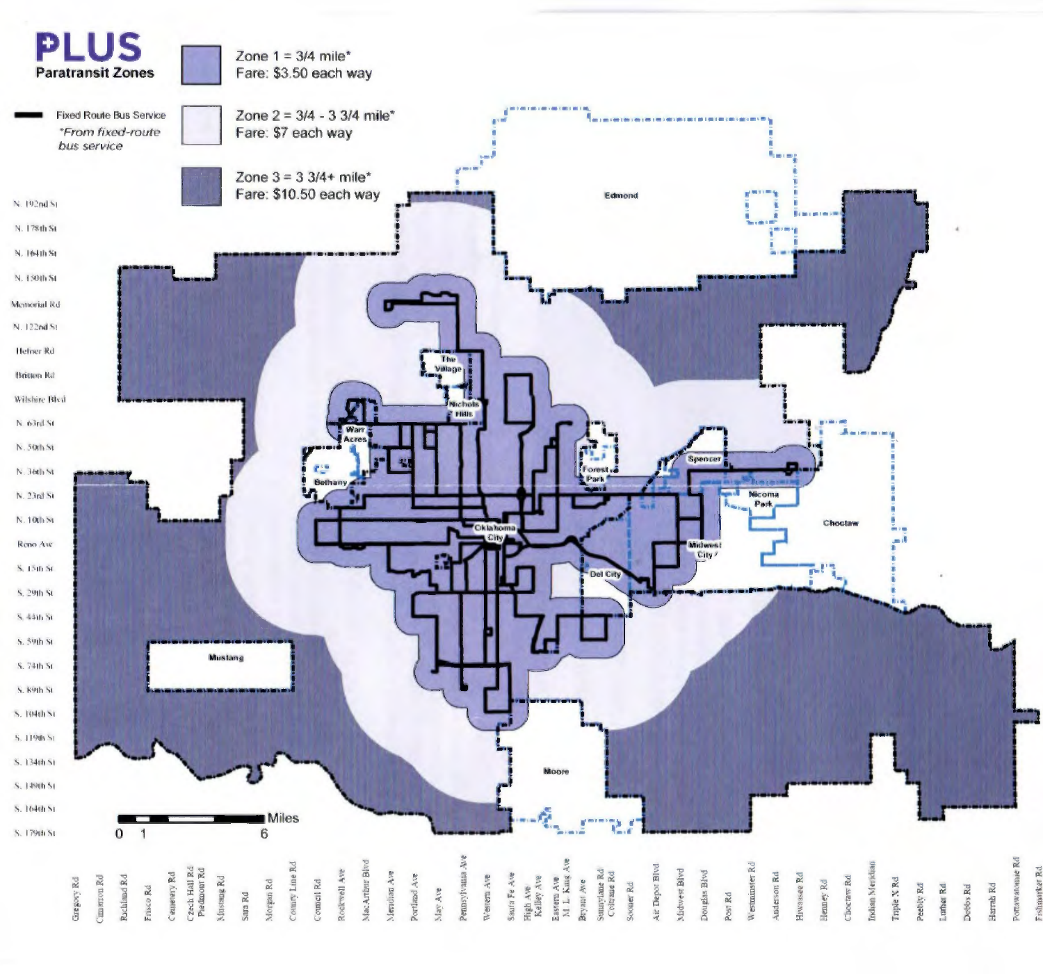# PLUS
## Paratransit Zones

Zone 1 = 3/4 mile*
Fare: $3.50 each way

Zone 2 = 3/4 - 3 3/4 mile*
Fare: $7 each way

Zone 3 = 3 3/4+ mile*
Fare: $10.50 each way

Fixed Route Bus Service

*From fixed-route bus service

Edmond
The Village
Nichols Hills
Warr Acres
Bethany
Forest Park
Spencer
Nicoma Park
Choctaw
Oklahoma City
Midwest City
Del City
Mustang
Moore

N. 192nd St
N. 178th St
N. 164th St
N. 150th St
Memorial Rd
N. 122nd St
Hefner Rd
Britton Rd
Wilshire Blvd
N. 63rd St
N. 50th St
N. 36th St
N. 23rd St
N. 10th St
Reno Ave
S. 15th St
S. 29th St
S. 44th St
S. 59th St
S. 74th St
S. 89th St
S. 104th St
S. 119th St
S. 134th St
S. 149th St
S. 164th St
S. 179th St

Miles
0 1 6

Gregory Rd
Cimarron Rd
Richland Rd
Frisco Rd
Cemetery Rd
Czech Hall Rd
Piedmont Rd
Mustang Rd
Sara Rd
Morgan Rd
County Line Rd
Council Rd
Rockwell Ave
MacArthur Blvd
Meridian Ave
Portland Ave
May Ave
Pennsylvania Ave
Western Ave
Santa Fe Ave
High Ave
Kelley Ave
Eastern Ave
M. L. King Ave
Bryant Ave
Sunnylane Rd
Coltrane Rd
Sooner Rd
Air Depot Blvd
Midwest Blvd
Douglas Blvd
Post Rd
Westminster Rd
Anderson Rd
Hiwassee Rd
Henney Rd
Choctaw Rd
Indian Meridian
Triple X Rd
Peebly Rd
Luther Rd
Dobbs Rd
Harrah Rd
Pottawatomie Rd
Fishmarker Rd